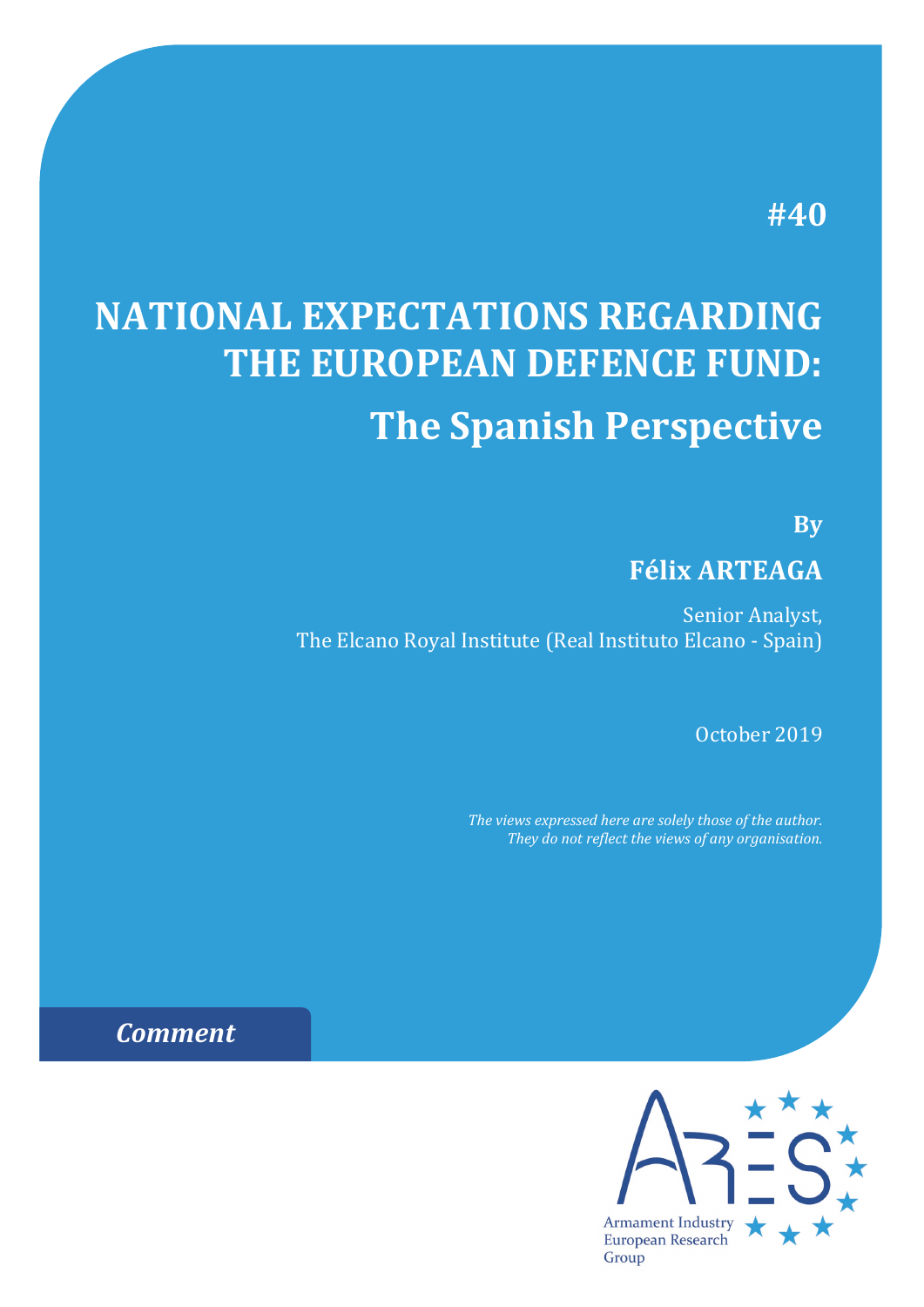#40

# NATIONAL EXPECTATIONS REGARDING THE EUROPEAN DEFENCE FUND:

## The Spanish Perspective

**By**

**Félix ARTEAGA**

Senior Analyst,
The Elcano Royal Institute (Real Instituto Elcano - Spain)

October 2019

*The views expressed here are solely those of the author. They do not reflect the views of any organisation.*

***Comment***

Armament Industry European Research Group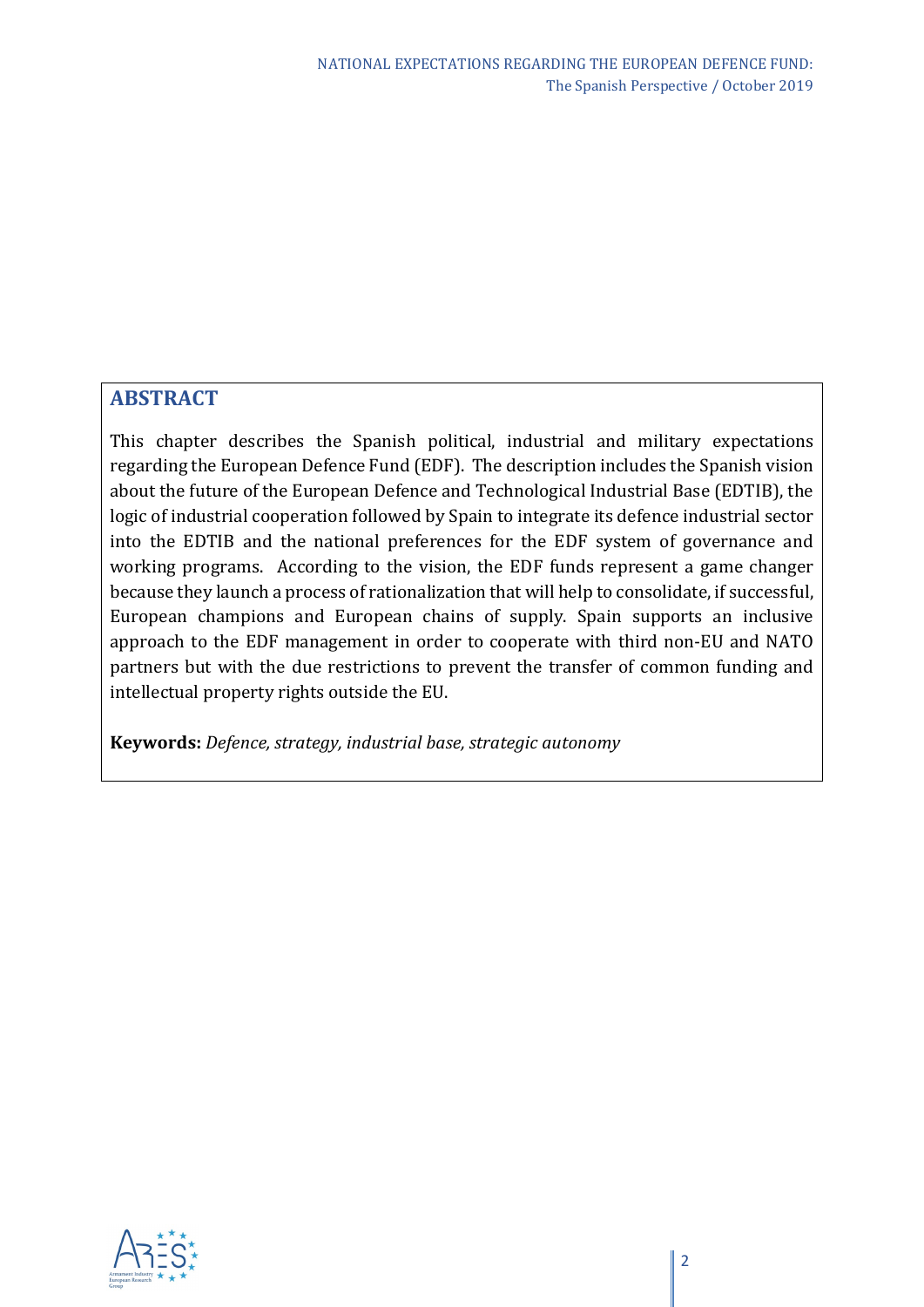## ABSTRACT

This chapter describes the Spanish political, industrial and military expectations regarding the European Defence Fund (EDF). The description includes the Spanish vision about the future of the European Defence and Technological Industrial Base (EDTIB), the logic of industrial cooperation followed by Spain to integrate its defence industrial sector into the EDTIB and the national preferences for the EDF system of governance and working programs. According to the vision, the EDF funds represent a game changer because they launch a process of rationalization that will help to consolidate, if successful, European champions and European chains of supply. Spain supports an inclusive approach to the EDF management in order to cooperate with third non-EU and NATO partners but with the due restrictions to prevent the transfer of common funding and intellectual property rights outside the EU.

**Keywords:** *Defence, strategy, industrial base, strategic autonomy*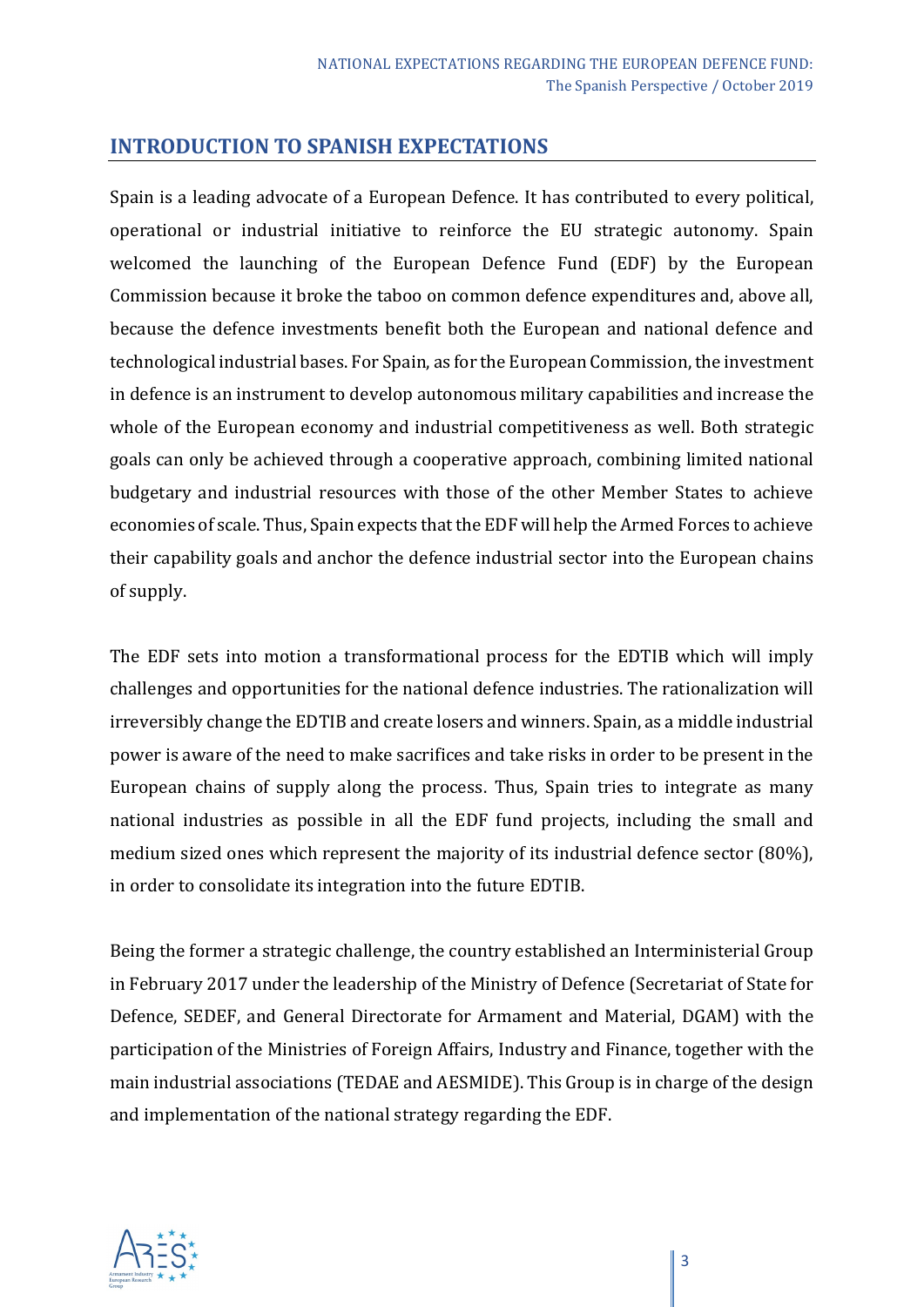## INTRODUCTION TO SPANISH EXPECTATIONS

Spain is a leading advocate of a European Defence. It has contributed to every political, operational or industrial initiative to reinforce the EU strategic autonomy. Spain welcomed the launching of the European Defence Fund (EDF) by the European Commission because it broke the taboo on common defence expenditures and, above all, because the defence investments benefit both the European and national defence and technological industrial bases. For Spain, as for the European Commission, the investment in defence is an instrument to develop autonomous military capabilities and increase the whole of the European economy and industrial competitiveness as well. Both strategic goals can only be achieved through a cooperative approach, combining limited national budgetary and industrial resources with those of the other Member States to achieve economies of scale. Thus, Spain expects that the EDF will help the Armed Forces to achieve their capability goals and anchor the defence industrial sector into the European chains of supply.

The EDF sets into motion a transformational process for the EDTIB which will imply challenges and opportunities for the national defence industries. The rationalization will irreversibly change the EDTIB and create losers and winners. Spain, as a middle industrial power is aware of the need to make sacrifices and take risks in order to be present in the European chains of supply along the process. Thus, Spain tries to integrate as many national industries as possible in all the EDF fund projects, including the small and medium sized ones which represent the majority of its industrial defence sector (80%), in order to consolidate its integration into the future EDTIB.

Being the former a strategic challenge, the country established an Interministerial Group in February 2017 under the leadership of the Ministry of Defence (Secretariat of State for Defence, SEDEF, and General Directorate for Armament and Material, DGAM) with the participation of the Ministries of Foreign Affairs, Industry and Finance, together with the main industrial associations (TEDAE and AESMIDE). This Group is in charge of the design and implementation of the national strategy regarding the EDF.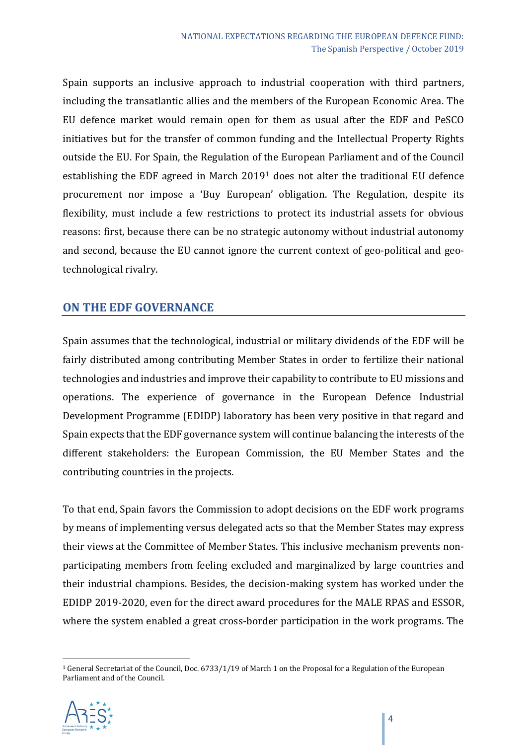Spain supports an inclusive approach to industrial cooperation with third partners, including the transatlantic allies and the members of the European Economic Area. The EU defence market would remain open for them as usual after the EDF and PeSCO initiatives but for the transfer of common funding and the Intellectual Property Rights outside the EU. For Spain, the Regulation of the European Parliament and of the Council establishing the EDF agreed in March 2019[1] does not alter the traditional EU defence procurement nor impose a 'Buy European' obligation. The Regulation, despite its flexibility, must include a few restrictions to protect its industrial assets for obvious reasons: first, because there can be no strategic autonomy without industrial autonomy and second, because the EU cannot ignore the current context of geo-political and geo-technological rivalry.

## ON THE EDF GOVERNANCE

Spain assumes that the technological, industrial or military dividends of the EDF will be fairly distributed among contributing Member States in order to fertilize their national technologies and industries and improve their capability to contribute to EU missions and operations. The experience of governance in the European Defence Industrial Development Programme (EDIDP) laboratory has been very positive in that regard and Spain expects that the EDF governance system will continue balancing the interests of the different stakeholders: the European Commission, the EU Member States and the contributing countries in the projects.

To that end, Spain favors the Commission to adopt decisions on the EDF work programs by means of implementing versus delegated acts so that the Member States may express their views at the Committee of Member States. This inclusive mechanism prevents non-participating members from feeling excluded and marginalized by large countries and their industrial champions. Besides, the decision-making system has worked under the EDIDP 2019-2020, even for the direct award procedures for the MALE RPAS and ESSOR, where the system enabled a great cross-border participation in the work programs. The

[1] General Secretariat of the Council, Doc. 6733/1/19 of March 1 on the Proposal for a Regulation of the European Parliament and of the Council.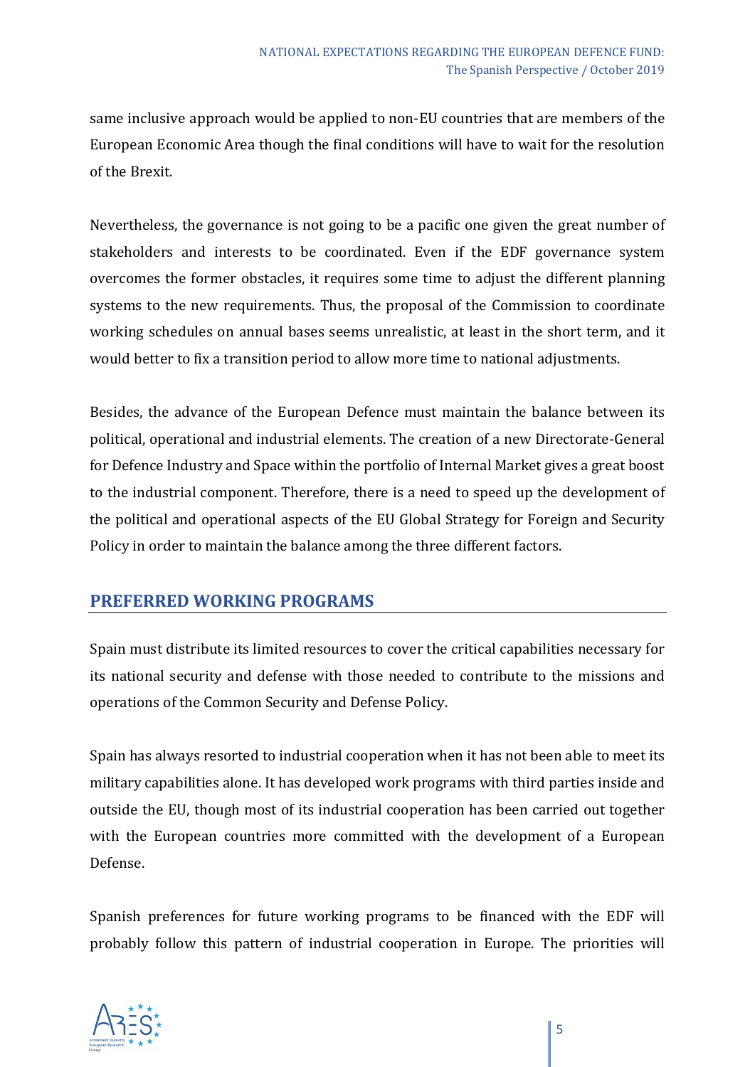same inclusive approach would be applied to non-EU countries that are members of the European Economic Area though the final conditions will have to wait for the resolution of the Brexit.

Nevertheless, the governance is not going to be a pacific one given the great number of stakeholders and interests to be coordinated. Even if the EDF governance system overcomes the former obstacles, it requires some time to adjust the different planning systems to the new requirements. Thus, the proposal of the Commission to coordinate working schedules on annual bases seems unrealistic, at least in the short term, and it would better to fix a transition period to allow more time to national adjustments.

Besides, the advance of the European Defence must maintain the balance between its political, operational and industrial elements. The creation of a new Directorate-General for Defence Industry and Space within the portfolio of Internal Market gives a great boost to the industrial component. Therefore, there is a need to speed up the development of the political and operational aspects of the EU Global Strategy for Foreign and Security Policy in order to maintain the balance among the three different factors.

## PREFERRED WORKING PROGRAMS

Spain must distribute its limited resources to cover the critical capabilities necessary for its national security and defense with those needed to contribute to the missions and operations of the Common Security and Defense Policy.

Spain has always resorted to industrial cooperation when it has not been able to meet its military capabilities alone. It has developed work programs with third parties inside and outside the EU, though most of its industrial cooperation has been carried out together with the European countries more committed with the development of a European Defense.

Spanish preferences for future working programs to be financed with the EDF will probably follow this pattern of industrial cooperation in Europe. The priorities will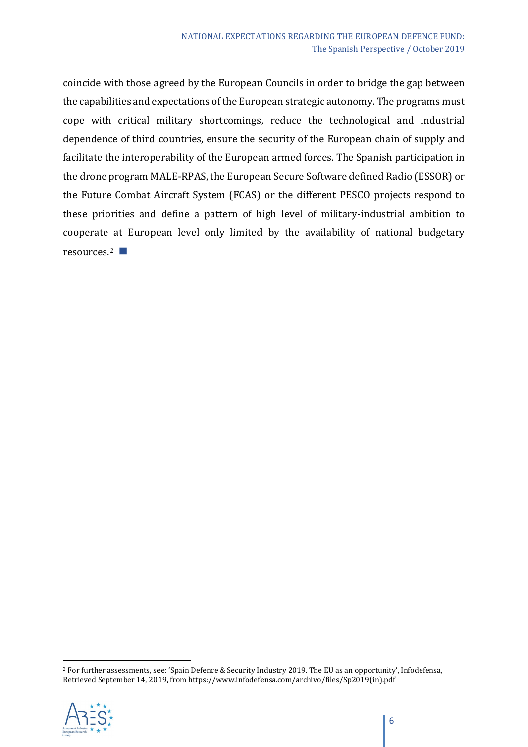coincide with those agreed by the European Councils in order to bridge the gap between the capabilities and expectations of the European strategic autonomy. The programs must cope with critical military shortcomings, reduce the technological and industrial dependence of third countries, ensure the security of the European chain of supply and facilitate the interoperability of the European armed forces. The Spanish participation in the drone program MALE-RPAS, the European Secure Software defined Radio (ESSOR) or the Future Combat Aircraft System (FCAS) or the different PESCO projects respond to these priorities and define a pattern of high level of military-industrial ambition to cooperate at European level only limited by the availability of national budgetary resources.[2] ■

[2] For further assessments, see: 'Spain Defence & Security Industry 2019. The EU as an opportunity', Infodefensa, Retrieved September 14, 2019, from https://www.infodefensa.com/archivo/files/Sp2019(in).pdf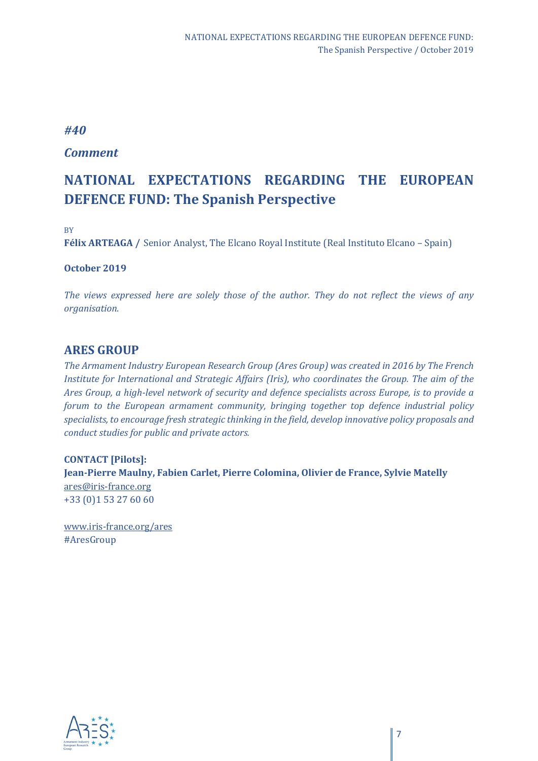*#40*

***Comment***

# NATIONAL EXPECTATIONS REGARDING THE EUROPEAN DEFENCE FUND: The Spanish Perspective

BY

**Félix ARTEAGA /** Senior Analyst, The Elcano Royal Institute (Real Instituto Elcano – Spain)

**October 2019**

*The views expressed here are solely those of the author. They do not reflect the views of any organisation.*

## ARES GROUP

*The Armament Industry European Research Group (Ares Group) was created in 2016 by The French Institute for International and Strategic Affairs (Iris), who coordinates the Group. The aim of the Ares Group, a high-level network of security and defence specialists across Europe, is to provide a forum to the European armament community, bringing together top defence industrial policy specialists, to encourage fresh strategic thinking in the field, develop innovative policy proposals and conduct studies for public and private actors.*

**CONTACT [Pilots]:**
**Jean-Pierre Maulny, Fabien Carlet, Pierre Colomina, Olivier de France, Sylvie Matelly**
ares@iris-france.org
+33 (0)1 53 27 60 60

www.iris-france.org/ares
#AresGroup